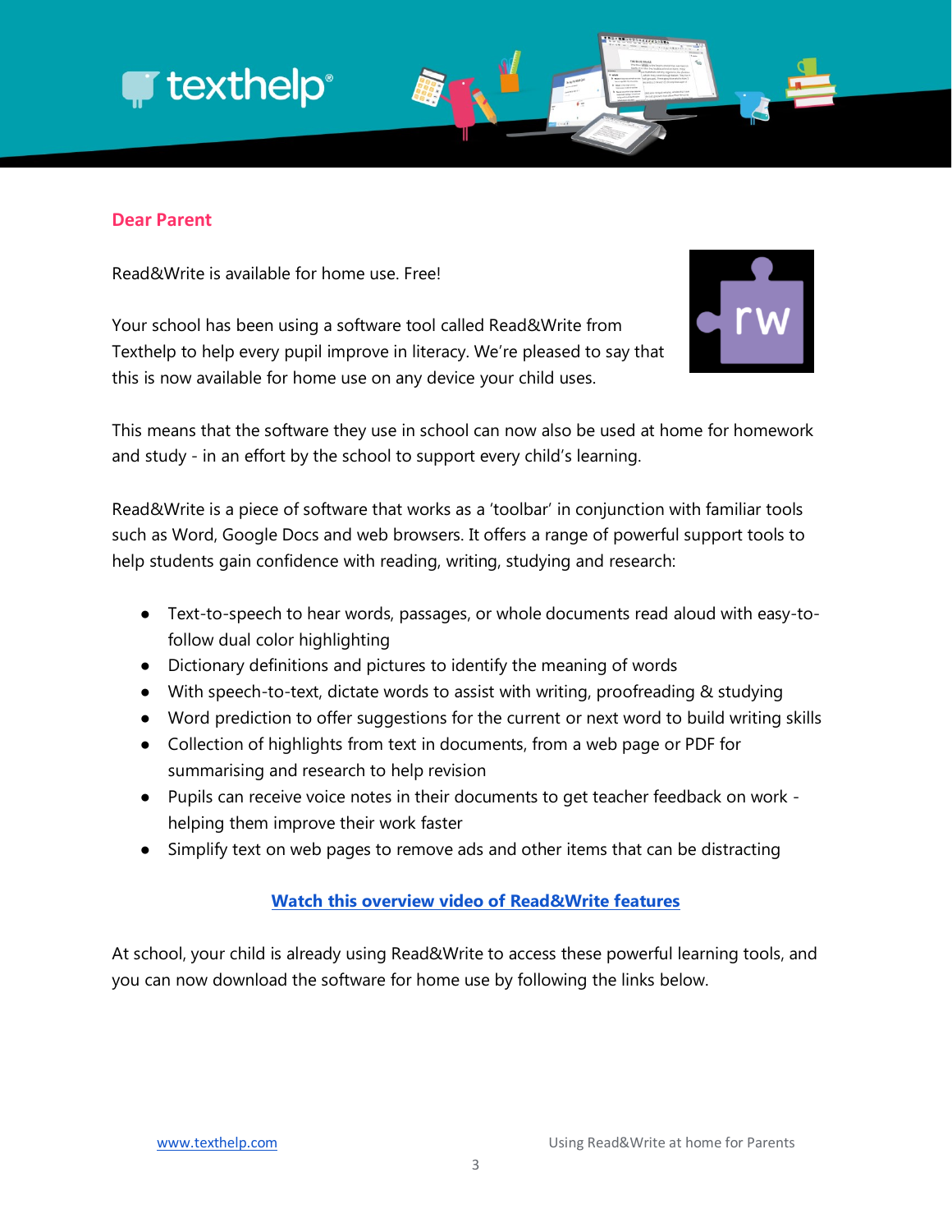## Dear Parent

Read&Write is available for home use. Free!

Your school has been using a software tool called Read&Write from Texthelp to help every pupil improve in literacy. We're pleased to say that this is now available for home use on any device your child uses.

This means that the software they use in school can now also be used at home for homework and study - in an effort by the school to support every child's learning.

Read&Write is a piece of software that works as a 'toolbar' in conjunction with familiar tools such as Word, Google Docs and web browsers. It offers a range of powerful support tools to help students gain confidence with reading, writing, studying and research:

- Text-to-speech to hear words, passages, or whole documents read aloud with easy-to-follow dual color highlighting
- Dictionary definitions and pictures to identify the meaning of words
- With speech-to-text, dictate words to assist with writing, proofreading & studying
- Word prediction to offer suggestions for the current or next word to build writing skills
- Collection of highlights from text in documents, from a web page or PDF for summarising and research to help revision
- Pupils can receive voice notes in their documents to get teacher feedback on work - helping them improve their work faster
- Simplify text on web pages to remove ads and other items that can be distracting

**Watch this overview video of Read&Write features**

At school, your child is already using Read&Write to access these powerful learning tools, and you can now download the software for home use by following the links below.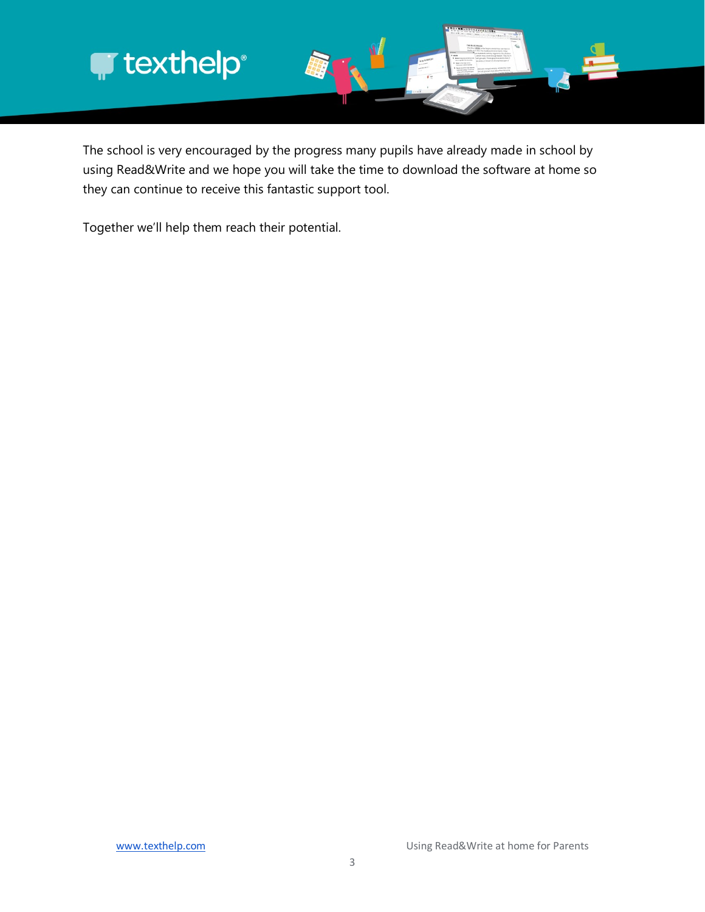The school is very encouraged by the progress many pupils have already made in school by using Read&Write and we hope you will take the time to download the software at home so they can continue to receive this fantastic support tool.

Together we'll help them reach their potential.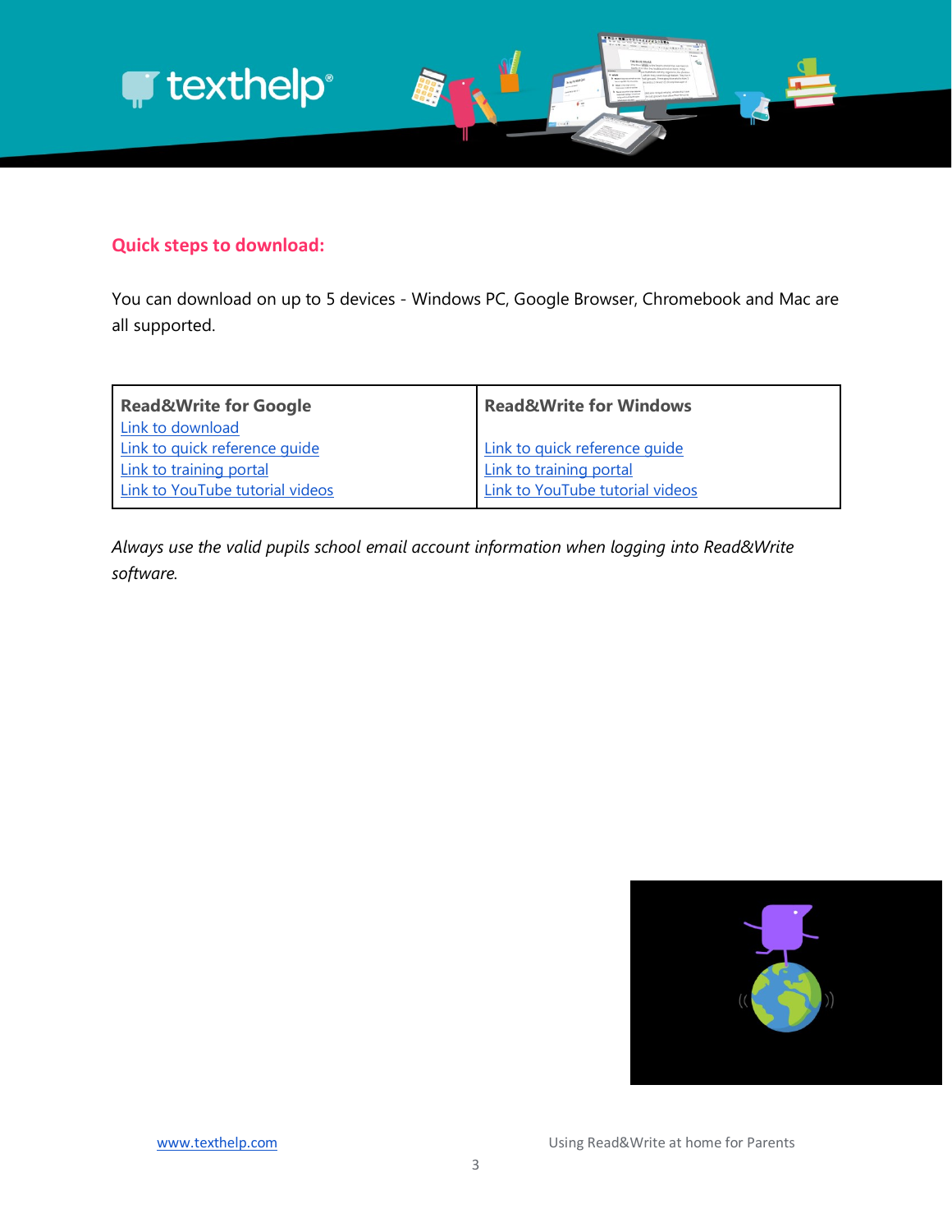## Quick steps to download:

You can download on up to 5 devices - Windows PC, Google Browser, Chromebook and Mac are all supported.

| **Read&Write for Google** | **Read&Write for Windows** |
|---|---|
| Link to download | |
| Link to quick reference guide | Link to quick reference guide |
| Link to training portal | Link to training portal |
| Link to YouTube tutorial videos | Link to YouTube tutorial videos |

*Always use the valid pupils school email account information when logging into Read&Write software.*